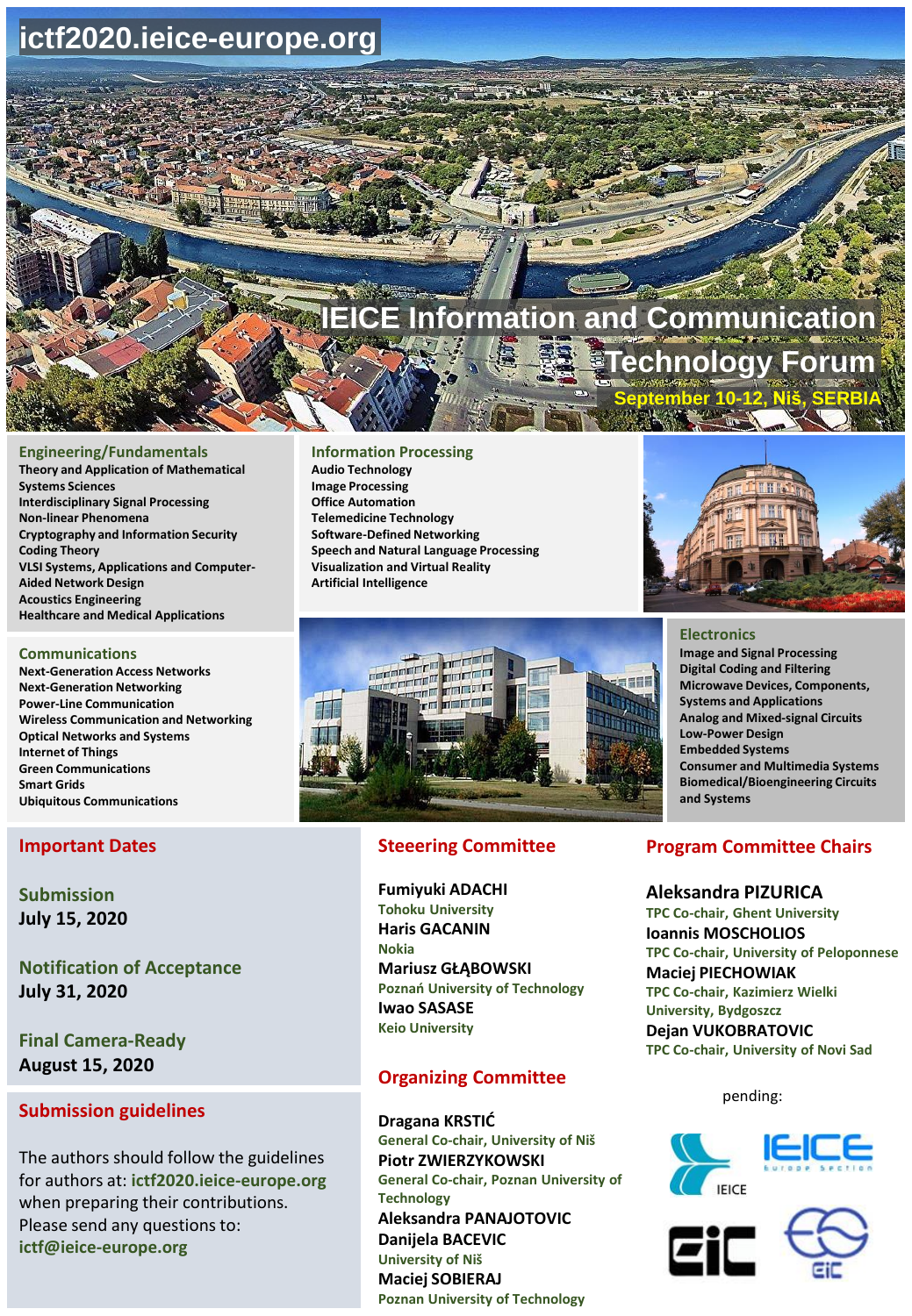# ictf2020.ieice-europe.org

# IEICE Information and Communication Technology Forum

**September 10-12, Niš, SERBIA**

### Engineering/Fundamentals

- Theory and Application of Mathematical Systems Sciences
- Interdisciplinary Signal Processing
- Non-linear Phenomena
- Cryptography and Information Security
- Coding Theory
- VLSI Systems, Applications and Computer-Aided Network Design
- Acoustics Engineering
- Healthcare and Medical Applications

### Information Processing

- Audio Technology
- Image Processing
- Office Automation
- Telemedicine Technology
- Software-Defined Networking
- Speech and Natural Language Processing
- Visualization and Virtual Reality
- Artificial Intelligence

### Communications

- Next-Generation Access Networks
- Next-Generation Networking
- Power-Line Communication
- Wireless Communication and Networking
- Optical Networks and Systems
- Internet of Things
- Green Communications
- Smart Grids
- Ubiquitous Communications

### Electronics

- Image and Signal Processing
- Digital Coding and Filtering
- Microwave Devices, Components, Systems and Applications
- Analog and Mixed-signal Circuits
- Low-Power Design
- Embedded Systems
- Consumer and Multimedia Systems
- Biomedical/Bioengineering Circuits and Systems

## Important Dates

**Submission**
**July 15, 2020**

**Notification of Acceptance**
**July 31, 2020**

**Final Camera-Ready**
**August 15, 2020**

## Submission guidelines

The authors should follow the guidelines for authors at: **ictf2020.ieice-europe.org** when preparing their contributions. Please send any questions to: **ictf@ieice-europe.org**

## Steeering Committee

**Fumiyuki ADACHI**
Tohoku University
**Haris GACANIN**
Nokia
**Mariusz GŁĄBOWSKI**
Poznań University of Technology
**Iwao SASASE**
Keio University

## Organizing Committee

**Dragana KRSTIĆ**
General Co-chair, University of Niš
**Piotr ZWIERZYKOWSKI**
General Co-chair, Poznan University of Technology
**Aleksandra PANAJOTOVIC**
**Danijela BACEVIC**
University of Niš
**Maciej SOBIERAJ**
Poznan University of Technology

## Program Committee Chairs

**Aleksandra PIZURICA**
TPC Co-chair, Ghent University
**Ioannis MOSCHOLIOS**
TPC Co-chair, University of Peloponnese
**Maciej PIECHOWIAK**
TPC Co-chair, Kazimierz Wielki University, Bydgoszcz
**Dejan VUKOBRATOVIC**
TPC Co-chair, University of Novi Sad

pending:

IEICE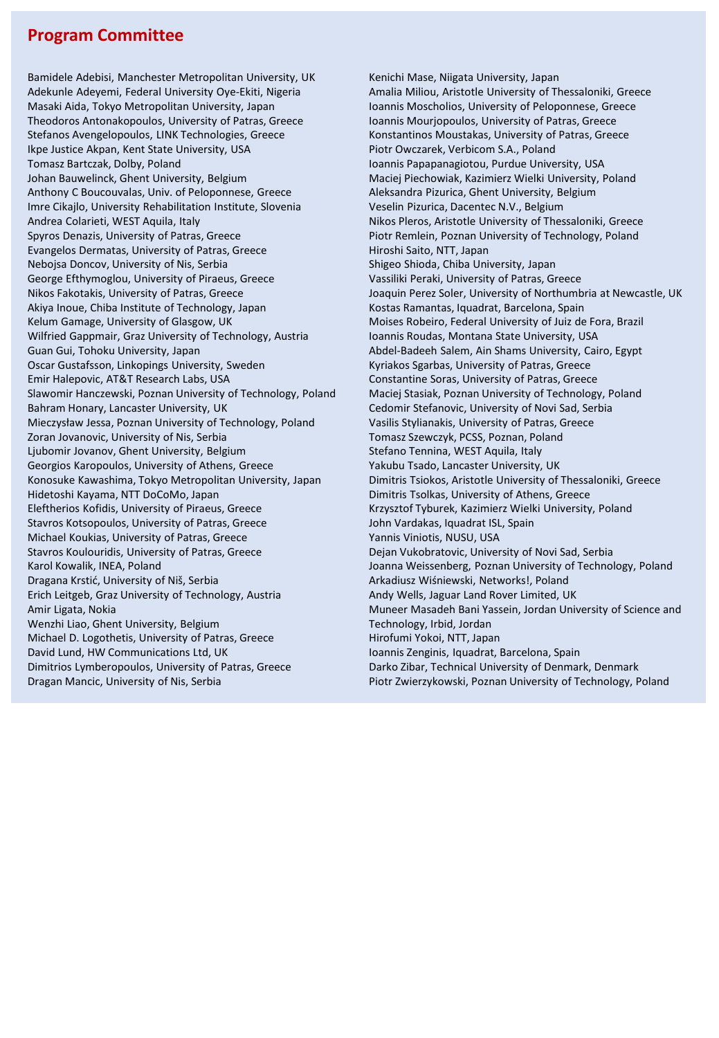## Program Committee

Bamidele Adebisi, Manchester Metropolitan University, UK
Adekunle Adeyemi, Federal University Oye-Ekiti, Nigeria
Masaki Aida, Tokyo Metropolitan University, Japan
Theodoros Antonakopoulos, University of Patras, Greece
Stefanos Avengelopoulos, LINK Technologies, Greece
Ikpe Justice Akpan, Kent State University, USA
Tomasz Bartczak, Dolby, Poland
Johan Bauwelinck, Ghent University, Belgium
Anthony C Boucouvalas, Univ. of Peloponnese, Greece
Imre Cikajlo, University Rehabilitation Institute, Slovenia
Andrea Colarieti, WEST Aquila, Italy
Spyros Denazis, University of Patras, Greece
Evangelos Dermatas, University of Patras, Greece
Nebojsa Doncov, University of Nis, Serbia
George Efthymoglou, University of Piraeus, Greece
Nikos Fakotakis, University of Patras, Greece
Akiya Inoue, Chiba Institute of Technology, Japan
Kelum Gamage, University of Glasgow, UK
Wilfried Gappmair, Graz University of Technology, Austria
Guan Gui, Tohoku University, Japan
Oscar Gustafsson, Linkopings University, Sweden
Emir Halepovic, AT&T Research Labs, USA
Slawomir Hanczewski, Poznan University of Technology, Poland
Bahram Honary, Lancaster University, UK
Mieczysław Jessa, Poznan University of Technology, Poland
Zoran Jovanovic, University of Nis, Serbia
Ljubomir Jovanov, Ghent University, Belgium
Georgios Karopoulos, University of Athens, Greece
Konosuke Kawashima, Tokyo Metropolitan University, Japan
Hidetoshi Kayama, NTT DoCoMo, Japan
Eleftherios Kofidis, University of Piraeus, Greece
Stavros Kotsopoulos, University of Patras, Greece
Michael Koukias, University of Patras, Greece
Stavros Koulouridis, University of Patras, Greece
Karol Kowalik, INEA, Poland
Dragana Krstić, University of Niš, Serbia
Erich Leitgeb, Graz University of Technology, Austria
Amir Ligata, Nokia
Wenzhi Liao, Ghent University, Belgium
Michael D. Logothetis, University of Patras, Greece
David Lund, HW Communications Ltd, UK
Dimitrios Lymberopoulos, University of Patras, Greece
Dragan Mancic, University of Nis, Serbia
Kenichi Mase, Niigata University, Japan
Amalia Miliou, Aristotle University of Thessaloniki, Greece
Ioannis Moscholios, University of Peloponnese, Greece
Ioannis Mourjopoulos, University of Patras, Greece
Konstantinos Moustakas, University of Patras, Greece
Piotr Owczarek, Verbicom S.A., Poland
Ioannis Papapanagiotou, Purdue University, USA
Maciej Piechowiak, Kazimierz Wielki University, Poland
Aleksandra Pizurica, Ghent University, Belgium
Veselin Pizurica, Dacentec N.V., Belgium
Nikos Pleros, Aristotle University of Thessaloniki, Greece
Piotr Remlein, Poznan University of Technology, Poland
Hiroshi Saito, NTT, Japan
Shigeo Shioda, Chiba University, Japan
Vassiliki Peraki, University of Patras, Greece
Joaquin Perez Soler, University of Northumbria at Newcastle, UK
Kostas Ramantas, Iquadrat, Barcelona, Spain
Moises Robeiro, Federal University of Juiz de Fora, Brazil
Ioannis Roudas, Montana State University, USA
Abdel-Badeeh Salem, Ain Shams University, Cairo, Egypt
Kyriakos Sgarbas, University of Patras, Greece
Constantine Soras, University of Patras, Greece
Maciej Stasiak, Poznan University of Technology, Poland
Cedomir Stefanovic, University of Novi Sad, Serbia
Vasilis Stylianakis, University of Patras, Greece
Tomasz Szewczyk, PCSS, Poznan, Poland
Stefano Tennina, WEST Aquila, Italy
Yakubu Tsado, Lancaster University, UK
Dimitris Tsiokos, Aristotle University of Thessaloniki, Greece
Dimitris Tsolkas, University of Athens, Greece
Krzysztof Tyburek, Kazimierz Wielki University, Poland
John Vardakas, Iquadrat ISL, Spain
Yannis Viniotis, NUSU, USA
Dejan Vukobratovic, University of Novi Sad, Serbia
Joanna Weissenberg, Poznan University of Technology, Poland
Arkadiusz Wiśniewski, Networks!, Poland
Andy Wells, Jaguar Land Rover Limited, UK
Muneer Masadeh Bani Yassein, Jordan University of Science and Technology, Irbid, Jordan
Hirofumi Yokoi, NTT, Japan
Ioannis Zenginis, Iquadrat, Barcelona, Spain
Darko Zibar, Technical University of Denmark, Denmark
Piotr Zwierzykowski, Poznan University of Technology, Poland